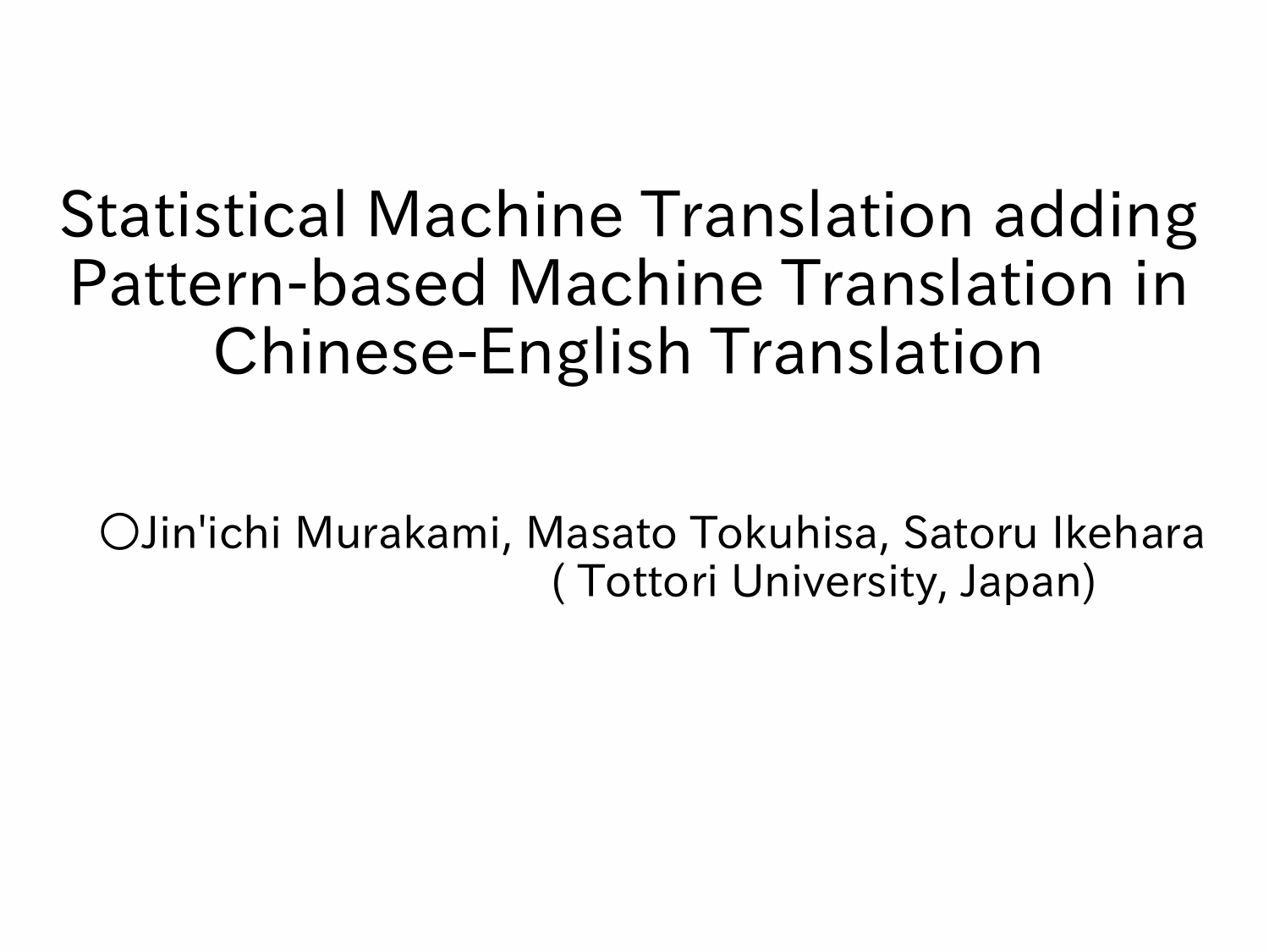# Statistical Machine Translation adding Pattern-based Machine Translation in Chinese-English Translation

○Jin'ichi Murakami, Masato Tokuhisa, Satoru Ikehara
( Tottori University, Japan)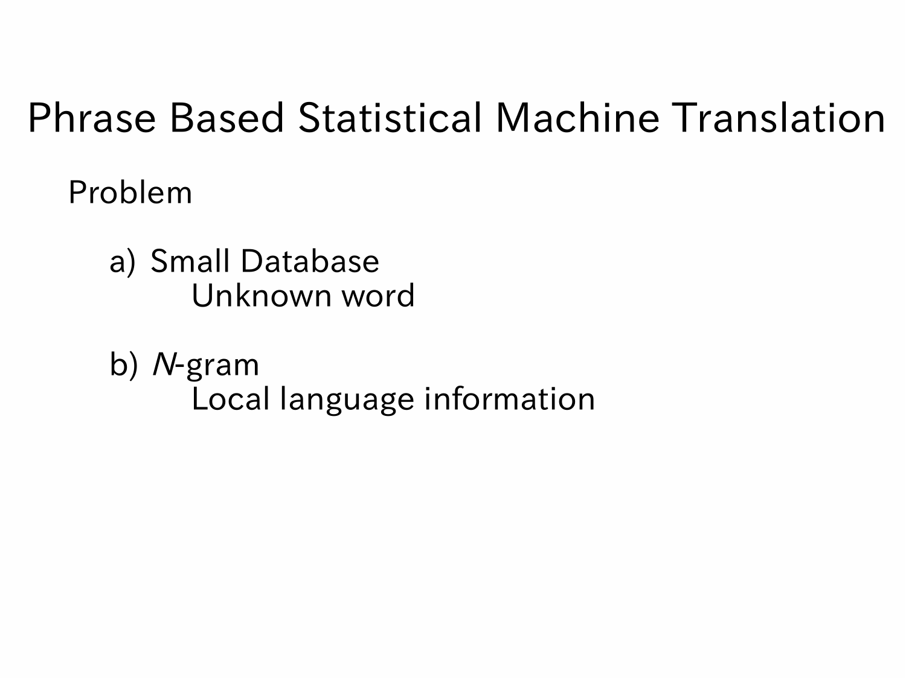# Phrase Based Statistical Machine Translation

Problem

a) Small Database
   - Unknown word

b) *N*-gram
   - Local language information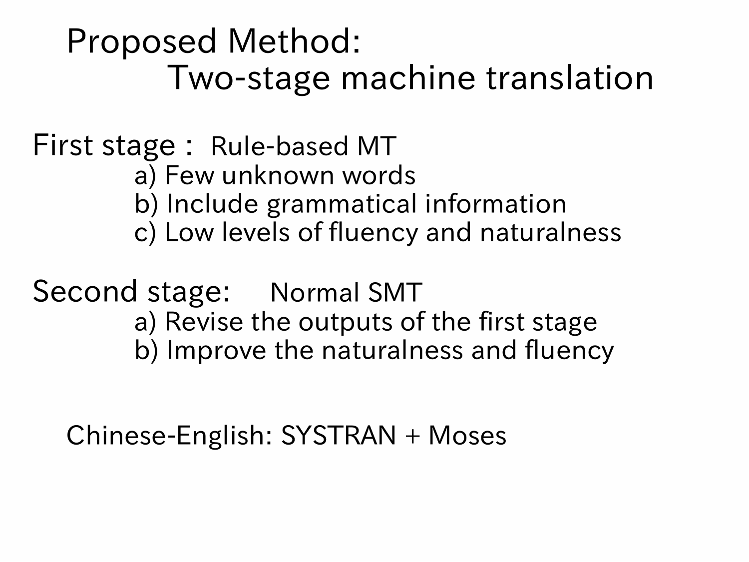# Proposed Method: Two-stage machine translation

**First stage :** Rule-based MT

- a) Few unknown words
- b) Include grammatical information
- c) Low levels of fluency and naturalness

**Second stage:** Normal SMT

- a) Revise the outputs of the first stage
- b) Improve the naturalness and fluency

Chinese-English: SYSTRAN + Moses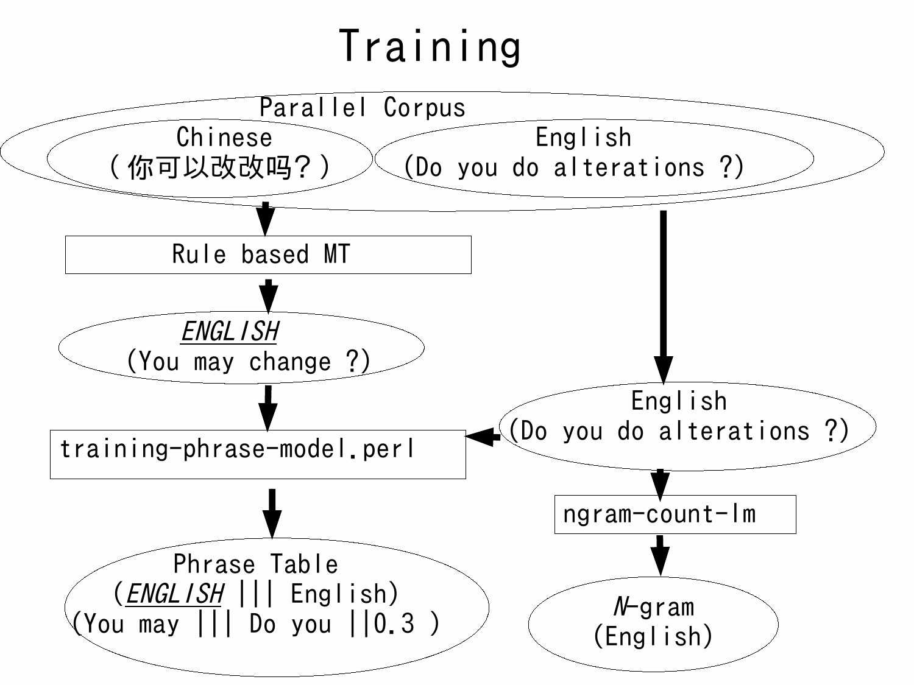# Training

Parallel Corpus

Chinese
（你可以改改吗？）

English
(Do you do alterations ?)

Rule based MT

*ENGLISH*
(You may change ?)

training-phrase-model.perl

English
(Do you do alterations ?)

ngram-count-lm

Phrase Table
(*ENGLISH* ||| English)
(You may ||| Do you ||0.3 )

*N*-gram
(English)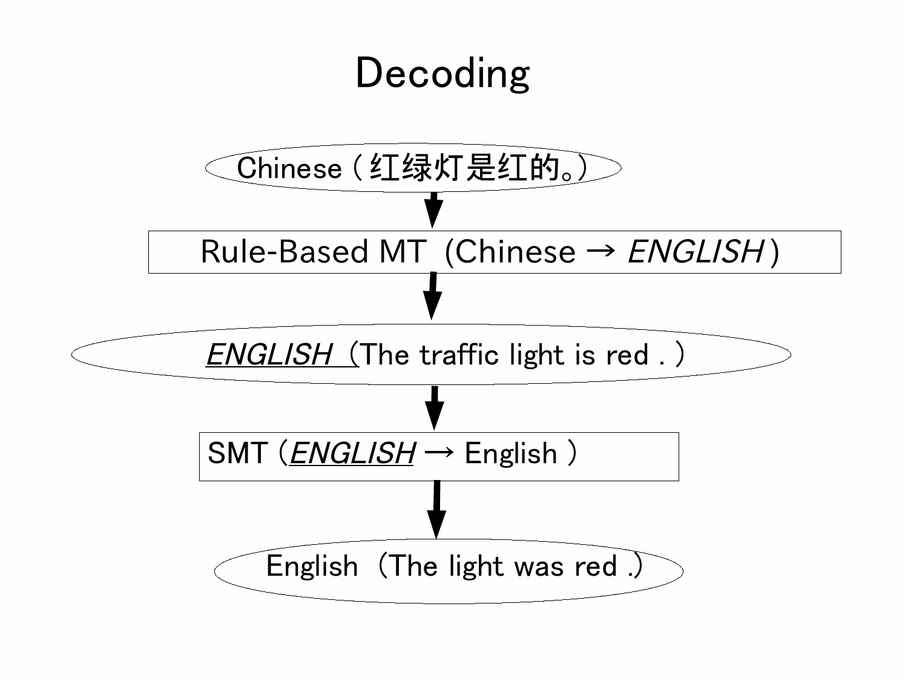# Decoding

Chinese ( 红绿灯是红的。)

↓

Rule-Based MT (Chinese → *ENGLISH* )

↓

*ENGLISH* (The traffic light is red . )

↓

SMT (*ENGLISH* → English )

↓

English (The light was red .)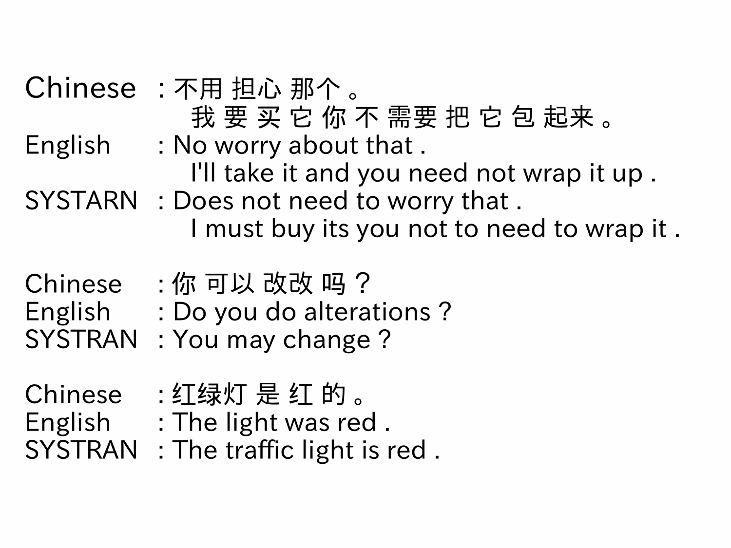Chinese : 不用 担心 那个 。
我 要 买 它 你 不 需要 把 它 包 起来 。
English : No worry about that .
I'll take it and you need not wrap it up .
SYSTARN : Does not need to worry that .
I must buy its you not to need to wrap it .

Chinese : 你 可以 改改 吗 ?
English : Do you do alterations ?
SYSTRAN : You may change ?

Chinese : 红绿灯 是 红 的 。
English : The light was red .
SYSTRAN : The traffic light is red .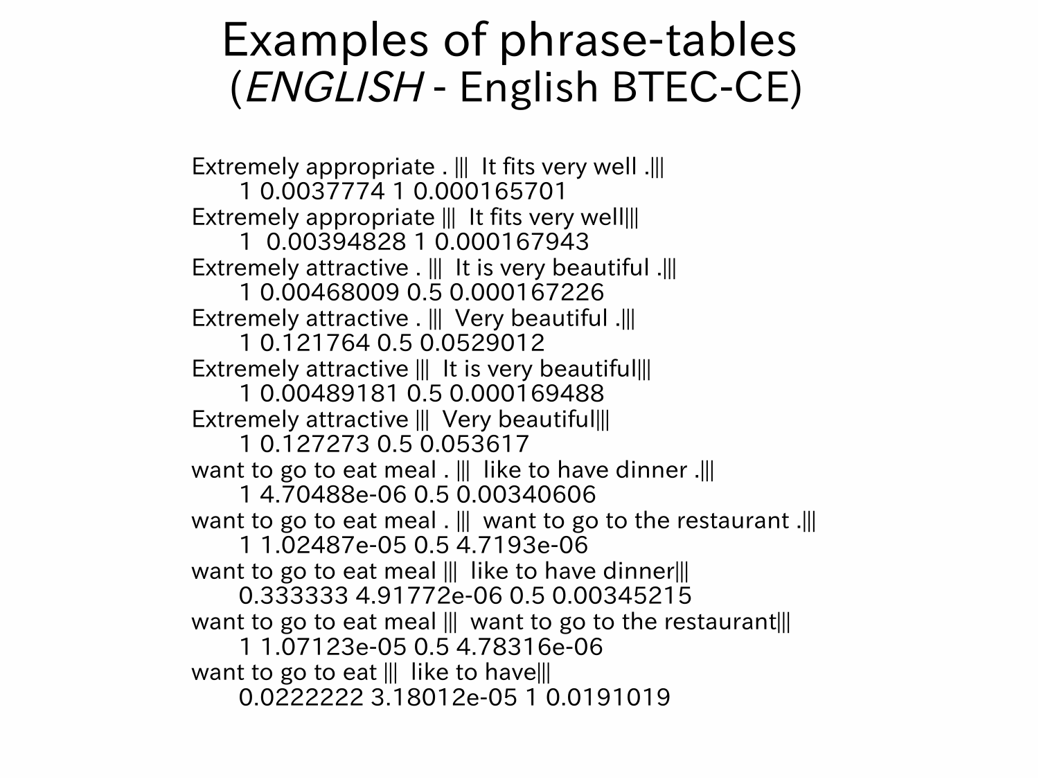# Examples of phrase-tables
## (*ENGLISH* - English BTEC-CE)

```
Extremely appropriate . |||  It fits very well .|||
      1 0.0037774 1 0.000165701
Extremely appropriate |||  It fits very well|||
      1  0.00394828 1 0.000167943
Extremely attractive . |||  It is very beautiful .|||
      1 0.00468009 0.5 0.000167226
Extremely attractive . |||  Very beautiful .|||
      1 0.121764 0.5 0.0529012
Extremely attractive |||  It is very beautiful|||
      1 0.00489181 0.5 0.000169488
Extremely attractive |||  Very beautiful|||
      1 0.127273 0.5 0.053617
want to go to eat meal . |||  like to have dinner .|||
      1 4.70488e-06 0.5 0.00340606
want to go to eat meal . |||  want to go to the restaurant .|||
      1 1.02487e-05 0.5 4.7193e-06
want to go to eat meal |||  like to have dinner|||
      0.333333 4.91772e-06 0.5 0.00345215
want to go to eat meal |||  want to go to the restaurant|||
      1 1.07123e-05 0.5 4.78316e-06
want to go to eat |||  like to have|||
      0.0222222 3.18012e-05 1 0.0191019
```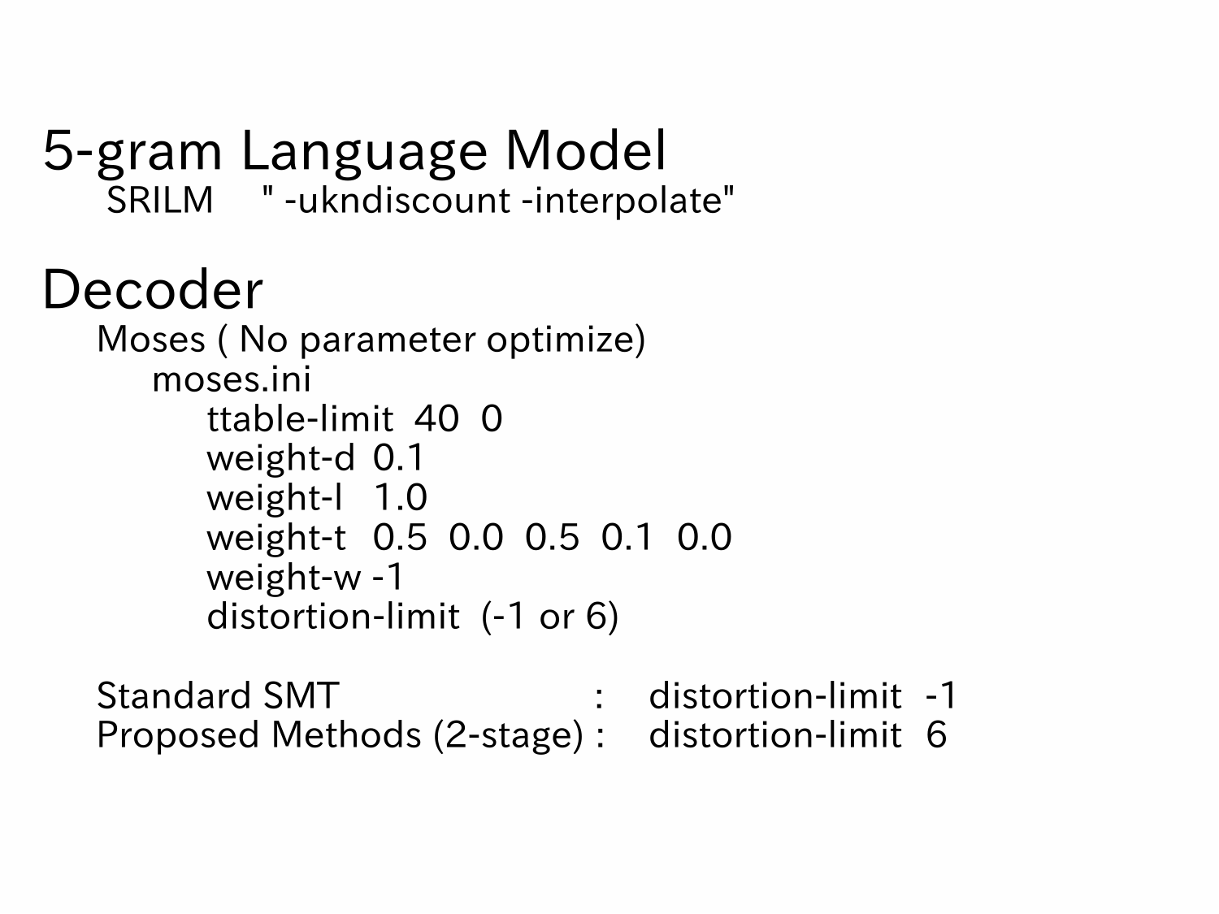# 5-gram Language Model

SRILM " -ukndiscount -interpolate"

# Decoder

Moses ( No parameter optimize)

moses.ini

```
ttable-limit  40  0
weight-d  0.1
weight-l   1.0
weight-t  0.5  0.0  0.5  0.1  0.0
weight-w -1
distortion-limit  (-1 or 6)
```

Standard SMT : distortion-limit -1

Proposed Methods (2-stage) : distortion-limit 6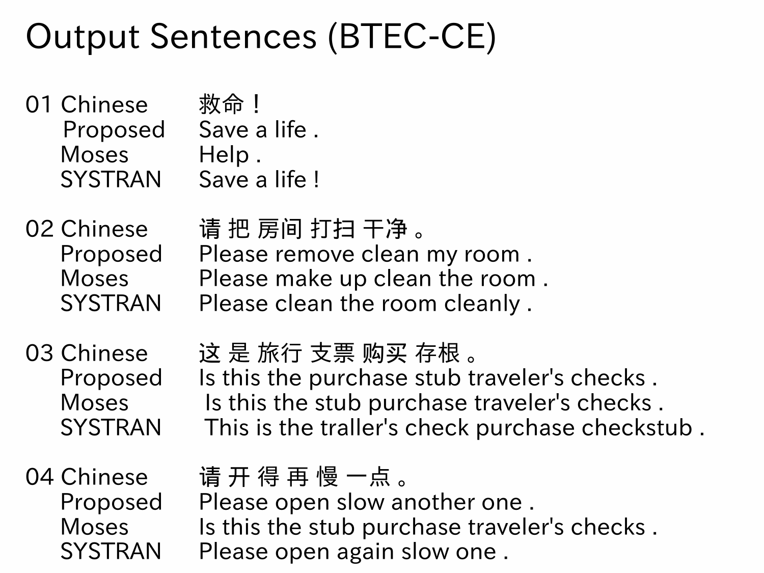# Output Sentences (BTEC-CE)

| | | |
|---|---|---|
| 01 | Chinese | 救命！ |
| | Proposed | Save a life . |
| | Moses | Help . |
| | SYSTRAN | Save a life ! |
| 02 | Chinese | 请 把 房间 打扫 干净 。 |
| | Proposed | Please remove clean my room . |
| | Moses | Please make up clean the room . |
| | SYSTRAN | Please clean the room cleanly . |
| 03 | Chinese | 这 是 旅行 支票 购买 存根 。 |
| | Proposed | Is this the purchase stub traveler's checks . |
| | Moses | Is this the stub purchase traveler's checks . |
| | SYSTRAN | This is the traller's check purchase checkstub . |
| 04 | Chinese | 请 开 得 再 慢 一点 。 |
| | Proposed | Please open slow another one . |
| | Moses | Is this the stub purchase traveler's checks . |
| | SYSTRAN | Please open again slow one . |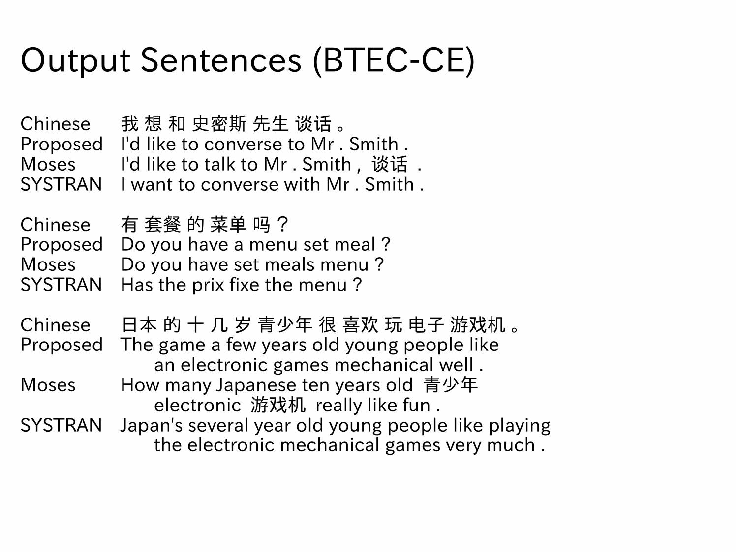# Output Sentences (BTEC-CE)

| | |
|---|---|
| Chinese | 我 想 和 史密斯 先生 谈话 。 |
| Proposed | I'd like to converse to Mr . Smith . |
| Moses | I'd like to talk to Mr . Smith , 谈话 . |
| SYSTRAN | I want to converse with Mr . Smith . |
| | |
| Chinese | 有 套餐 的 菜单 吗 ? |
| Proposed | Do you have a menu set meal ? |
| Moses | Do you have set meals menu ? |
| SYSTRAN | Has the prix fixe the menu ? |
| | |
| Chinese | 日本 的 十 几 岁 青少年 很 喜欢 玩 电子 游戏机 。 |
| Proposed | The game a few years old young people like an electronic games mechanical well . |
| Moses | How many Japanese ten years old 青少年 electronic 游戏机 really like fun . |
| SYSTRAN | Japan's several year old young people like playing the electronic mechanical games very much . |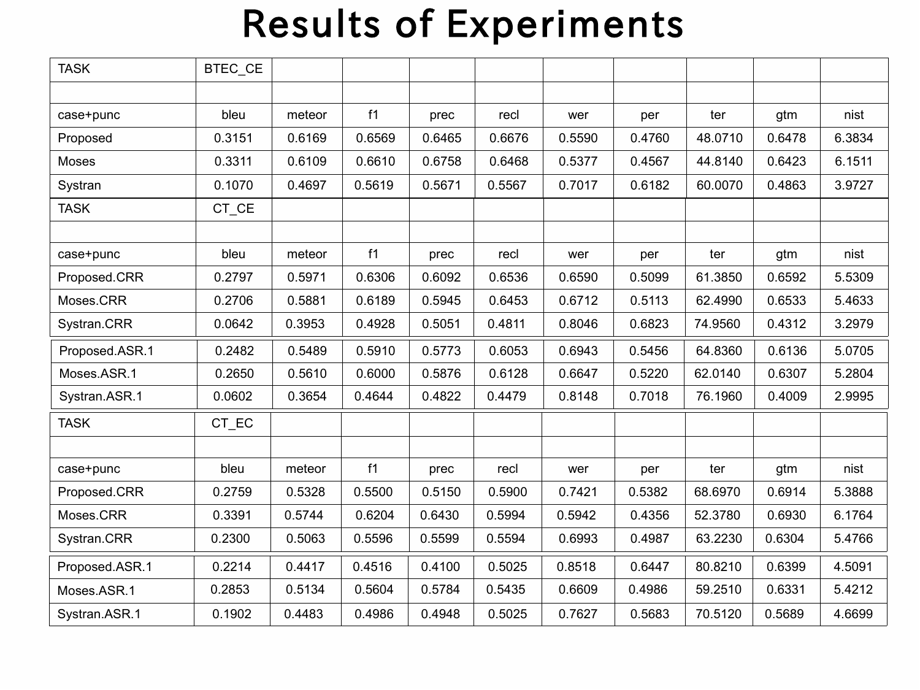# Results of Experiments

| TASK | BTEC_CE | | | | | | | | | |
|---|---|---|---|---|---|---|---|---|---|---|
| | | | | | | | | | | |
| case+punc | bleu | meteor | f1 | prec | recl | wer | per | ter | gtm | nist |
| Proposed | 0.3151 | 0.6169 | 0.6569 | 0.6465 | 0.6676 | 0.5590 | 0.4760 | 48.0710 | 0.6478 | 6.3834 |
| Moses | 0.3311 | 0.6109 | 0.6610 | 0.6758 | 0.6468 | 0.5377 | 0.4567 | 44.8140 | 0.6423 | 6.1511 |
| Systran | 0.1070 | 0.4697 | 0.5619 | 0.5671 | 0.5567 | 0.7017 | 0.6182 | 60.0070 | 0.4863 | 3.9727 |
| TASK | CT_CE | | | | | | | | | |
| | | | | | | | | | | |
| case+punc | bleu | meteor | f1 | prec | recl | wer | per | ter | gtm | nist |
| Proposed.CRR | 0.2797 | 0.5971 | 0.6306 | 0.6092 | 0.6536 | 0.6590 | 0.5099 | 61.3850 | 0.6592 | 5.5309 |
| Moses.CRR | 0.2706 | 0.5881 | 0.6189 | 0.5945 | 0.6453 | 0.6712 | 0.5113 | 62.4990 | 0.6533 | 5.4633 |
| Systran.CRR | 0.0642 | 0.3953 | 0.4928 | 0.5051 | 0.4811 | 0.8046 | 0.6823 | 74.9560 | 0.4312 | 3.2979 |
| Proposed.ASR.1 | 0.2482 | 0.5489 | 0.5910 | 0.5773 | 0.6053 | 0.6943 | 0.5456 | 64.8360 | 0.6136 | 5.0705 |
| Moses.ASR.1 | 0.2650 | 0.5610 | 0.6000 | 0.5876 | 0.6128 | 0.6647 | 0.5220 | 62.0140 | 0.6307 | 5.2804 |
| Systran.ASR.1 | 0.0602 | 0.3654 | 0.4644 | 0.4822 | 0.4479 | 0.8148 | 0.7018 | 76.1960 | 0.4009 | 2.9995 |
| TASK | CT_EC | | | | | | | | | |
| | | | | | | | | | | |
| case+punc | bleu | meteor | f1 | prec | recl | wer | per | ter | gtm | nist |
| Proposed.CRR | 0.2759 | 0.5328 | 0.5500 | 0.5150 | 0.5900 | 0.7421 | 0.5382 | 68.6970 | 0.6914 | 5.3888 |
| Moses.CRR | 0.3391 | 0.5744 | 0.6204 | 0.6430 | 0.5994 | 0.5942 | 0.4356 | 52.3780 | 0.6930 | 6.1764 |
| Systran.CRR | 0.2300 | 0.5063 | 0.5596 | 0.5599 | 0.5594 | 0.6993 | 0.4987 | 63.2230 | 0.6304 | 5.4766 |
| Proposed.ASR.1 | 0.2214 | 0.4417 | 0.4516 | 0.4100 | 0.5025 | 0.8518 | 0.6447 | 80.8210 | 0.6399 | 4.5091 |
| Moses.ASR.1 | 0.2853 | 0.5134 | 0.5604 | 0.5784 | 0.5435 | 0.6609 | 0.4986 | 59.2510 | 0.6331 | 5.4212 |
| Systran.ASR.1 | 0.1902 | 0.4483 | 0.4986 | 0.4948 | 0.5025 | 0.7627 | 0.5683 | 70.5120 | 0.5689 | 4.6699 |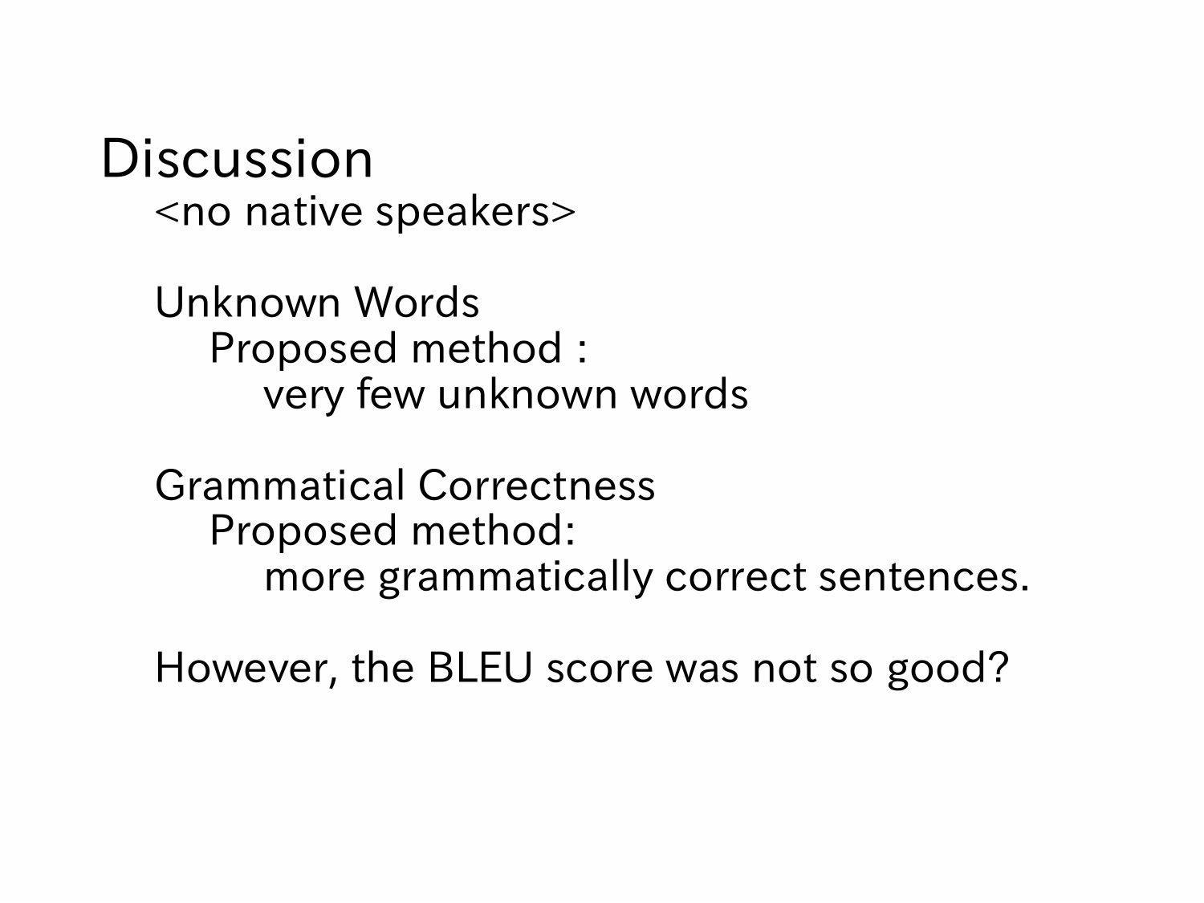# Discussion

<no native speakers>

Unknown Words

- Proposed method :
  - very few unknown words

Grammatical Correctness

- Proposed method:
  - more grammatically correct sentences.

However, the BLEU score was not so good?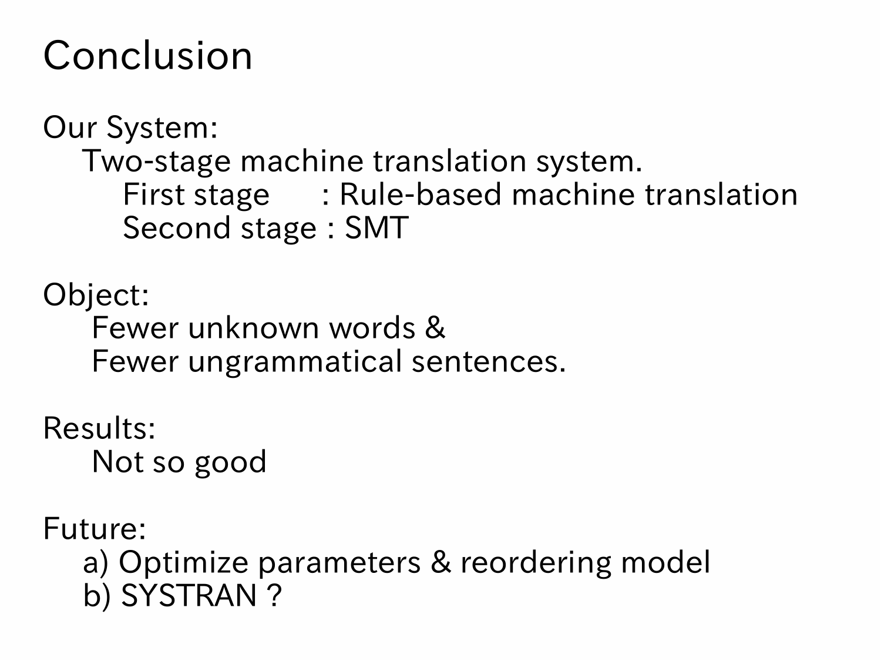# Conclusion

Our System:

Two-stage machine translation system.

- First stage : Rule-based machine translation
- Second stage : SMT

Object:

Fewer unknown words &
Fewer ungrammatical sentences.

Results:

Not so good

Future:

a) Optimize parameters & reordering model
b) SYSTRAN ?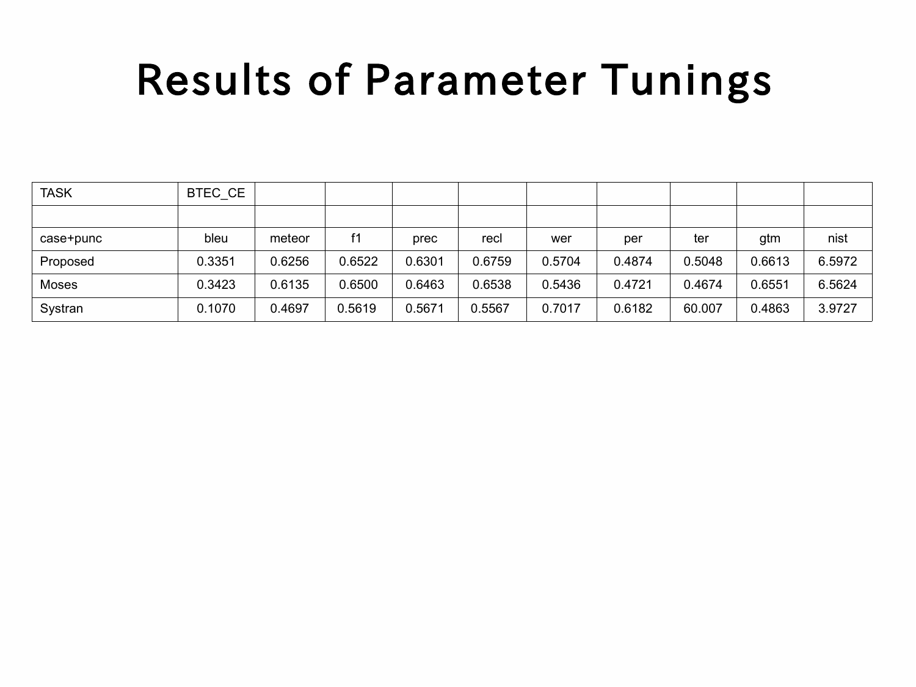# Results of Parameter Tunings

| | | | | | | | | | | |
|---|---|---|---|---|---|---|---|---|---|---|
| TASK | BTEC_CE | | | | | | | | | |
| | | | | | | | | | | |
| case+punc | bleu | meteor | f1 | prec | recl | wer | per | ter | gtm | nist |
| Proposed | 0.3351 | 0.6256 | 0.6522 | 0.6301 | 0.6759 | 0.5704 | 0.4874 | 0.5048 | 0.6613 | 6.5972 |
| Moses | 0.3423 | 0.6135 | 0.6500 | 0.6463 | 0.6538 | 0.5436 | 0.4721 | 0.4674 | 0.6551 | 6.5624 |
| Systran | 0.1070 | 0.4697 | 0.5619 | 0.5671 | 0.5567 | 0.7017 | 0.6182 | 60.007 | 0.4863 | 3.9727 |